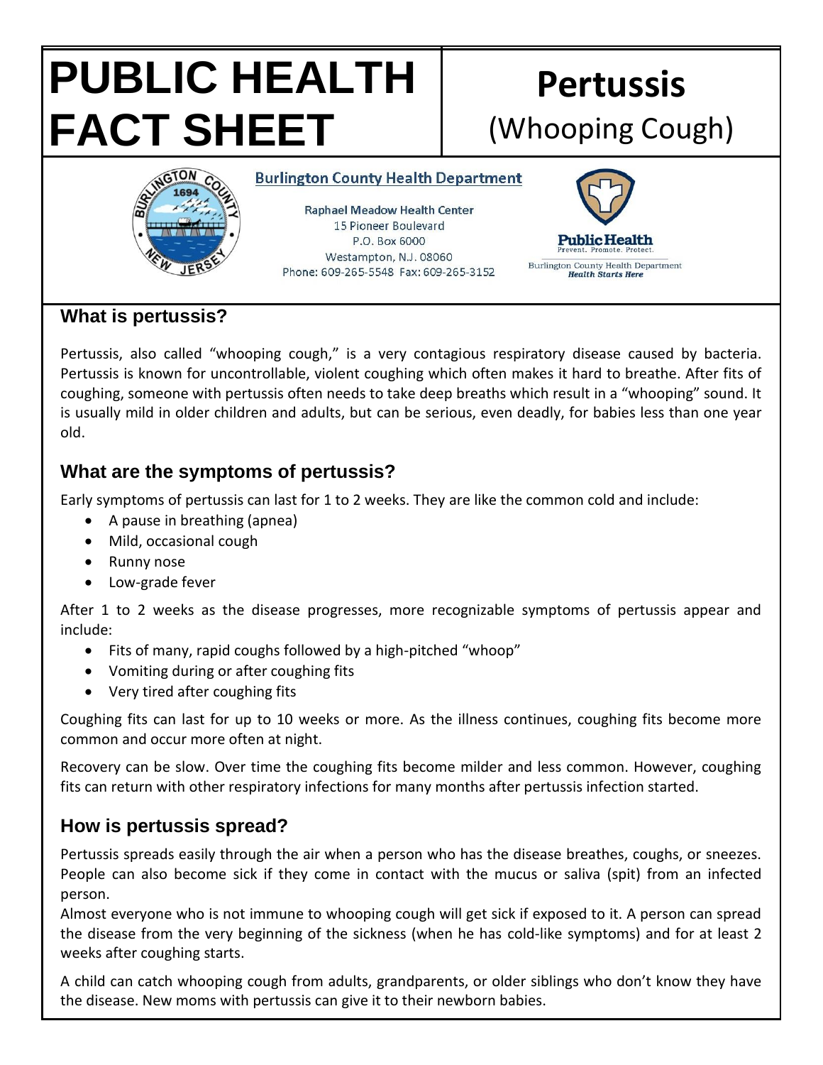# PUBLIC HEALTH FACT SHEET

# Pertussis
(Whooping Cough)

**Burlington County Health Department**

Raphael Meadow Health Center
15 Pioneer Boulevard
P.O. Box 6000
Westampton, N.J. 08060
Phone: 609-265-5548 Fax: 609-265-3152

Public Health
Prevent. Promote. Protect.
Burlington County Health Department
*Health Starts Here*

## What is pertussis?

Pertussis, also called "whooping cough," is a very contagious respiratory disease caused by bacteria. Pertussis is known for uncontrollable, violent coughing which often makes it hard to breathe. After fits of coughing, someone with pertussis often needs to take deep breaths which result in a "whooping" sound. It is usually mild in older children and adults, but can be serious, even deadly, for babies less than one year old.

## What are the symptoms of pertussis?

Early symptoms of pertussis can last for 1 to 2 weeks. They are like the common cold and include:

- A pause in breathing (apnea)
- Mild, occasional cough
- Runny nose
- Low-grade fever

After 1 to 2 weeks as the disease progresses, more recognizable symptoms of pertussis appear and include:

- Fits of many, rapid coughs followed by a high-pitched "whoop"
- Vomiting during or after coughing fits
- Very tired after coughing fits

Coughing fits can last for up to 10 weeks or more. As the illness continues, coughing fits become more common and occur more often at night.

Recovery can be slow. Over time the coughing fits become milder and less common. However, coughing fits can return with other respiratory infections for many months after pertussis infection started.

## How is pertussis spread?

Pertussis spreads easily through the air when a person who has the disease breathes, coughs, or sneezes. People can also become sick if they come in contact with the mucus or saliva (spit) from an infected person.

Almost everyone who is not immune to whooping cough will get sick if exposed to it. A person can spread the disease from the very beginning of the sickness (when he has cold-like symptoms) and for at least 2 weeks after coughing starts.

A child can catch whooping cough from adults, grandparents, or older siblings who don't know they have the disease. New moms with pertussis can give it to their newborn babies.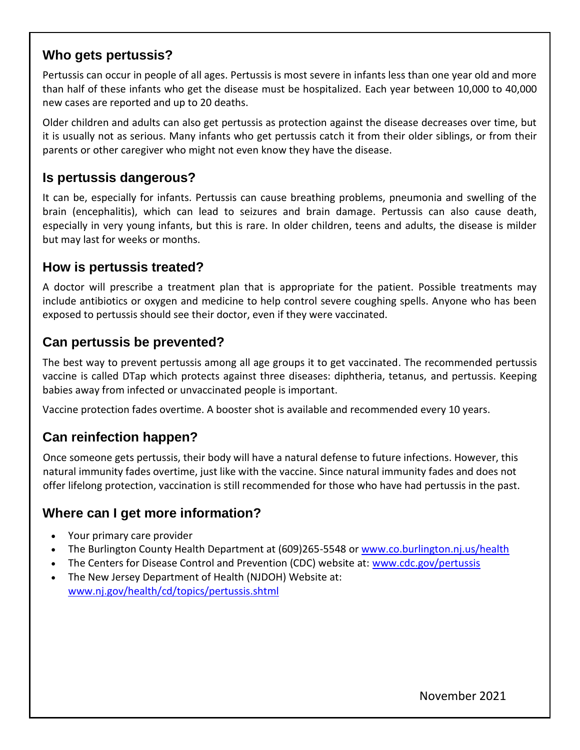## Who gets pertussis?

Pertussis can occur in people of all ages. Pertussis is most severe in infants less than one year old and more than half of these infants who get the disease must be hospitalized. Each year between 10,000 to 40,000 new cases are reported and up to 20 deaths.

Older children and adults can also get pertussis as protection against the disease decreases over time, but it is usually not as serious. Many infants who get pertussis catch it from their older siblings, or from their parents or other caregiver who might not even know they have the disease.

## Is pertussis dangerous?

It can be, especially for infants. Pertussis can cause breathing problems, pneumonia and swelling of the brain (encephalitis), which can lead to seizures and brain damage. Pertussis can also cause death, especially in very young infants, but this is rare. In older children, teens and adults, the disease is milder but may last for weeks or months.

## How is pertussis treated?

A doctor will prescribe a treatment plan that is appropriate for the patient. Possible treatments may include antibiotics or oxygen and medicine to help control severe coughing spells. Anyone who has been exposed to pertussis should see their doctor, even if they were vaccinated.

## Can pertussis be prevented?

The best way to prevent pertussis among all age groups it to get vaccinated. The recommended pertussis vaccine is called DTap which protects against three diseases: diphtheria, tetanus, and pertussis. Keeping babies away from infected or unvaccinated people is important.

Vaccine protection fades overtime. A booster shot is available and recommended every 10 years.

## Can reinfection happen?

Once someone gets pertussis, their body will have a natural defense to future infections. However, this natural immunity fades overtime, just like with the vaccine. Since natural immunity fades and does not offer lifelong protection, vaccination is still recommended for those who have had pertussis in the past.

## Where can I get more information?

- Your primary care provider
- The Burlington County Health Department at (609)265-5548 or [www.co.burlington.nj.us/health](http://www.co.burlington.nj.us/health)
- The Centers for Disease Control and Prevention (CDC) website at: [www.cdc.gov/pertussis](http://www.cdc.gov/pertussis)
- The New Jersey Department of Health (NJDOH) Website at: [www.nj.gov/health/cd/topics/pertussis.shtml](http://www.nj.gov/health/cd/topics/pertussis.shtml)

November 2021